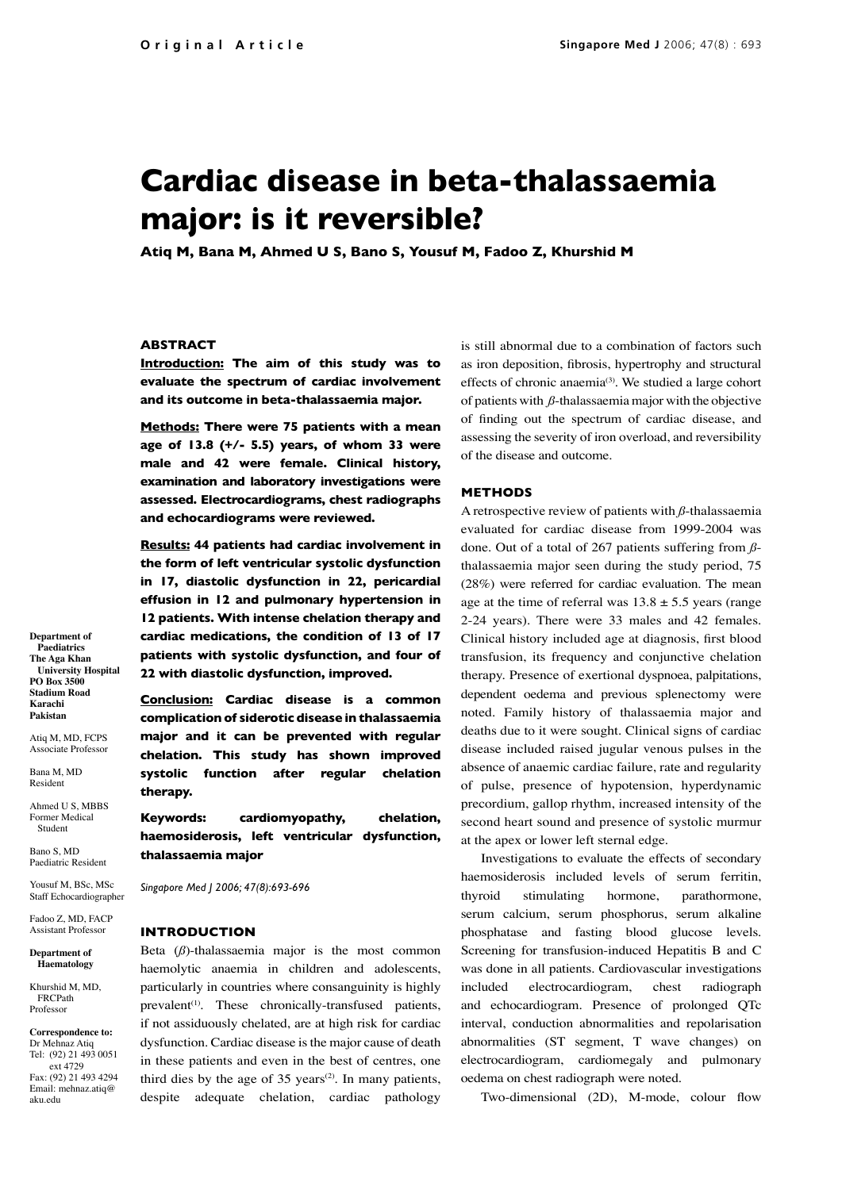Original Article

# Cardiac disease in beta-thalassaemia major: is it reversible?

**Atiq M, Bana M, Ahmed U S, Bano S, Yousuf M, Fadoo Z, Khurshid M**

## ABSTRACT

**Introduction: The aim of this study was to evaluate the spectrum of cardiac involvement and its outcome in beta-thalassaemia major.**

**Methods: There were 75 patients with a mean age of 13.8 (+/- 5.5) years, of whom 33 were male and 42 were female. Clinical history, examination and laboratory investigations were assessed. Electrocardiograms, chest radiographs and echocardiograms were reviewed.**

**Results: 44 patients had cardiac involvement in the form of left ventricular systolic dysfunction in 17, diastolic dysfunction in 22, pericardial effusion in 12 and pulmonary hypertension in 12 patients. With intense chelation therapy and cardiac medications, the condition of 13 of 17 patients with systolic dysfunction, and four of 22 with diastolic dysfunction, improved.**

**Conclusion: Cardiac disease is a common complication of siderotic disease in thalassaemia major and it can be prevented with regular chelation. This study has shown improved systolic function after regular chelation therapy.**

**Keywords: cardiomyopathy, chelation, haemosiderosis, left ventricular dysfunction, thalassaemia major**

*Singapore Med J 2006; 47(8):693-696*

**Department of Paediatrics**
**The Aga Khan University Hospital**
**PO Box 3500**
**Stadium Road**
**Karachi**
**Pakistan**

Atiq M, MD, FCPS
Associate Professor

Bana M, MD
Resident

Ahmed U S, MBBS
Former Medical Student

Bano S, MD
Paediatric Resident

Yousuf M, BSc, MSc
Staff Echocardiographer

Fadoo Z, MD, FACP
Assistant Professor

**Department of Haematology**

Khurshid M, MD, FRCPath
Professor

**Correspondence to:**
Dr Mehnaz Atiq
Tel: (92) 21 493 0051 ext 4729
Fax: (92) 21 493 4294
Email: mehnaz.atiq@aku.edu

## INTRODUCTION

Beta ($\beta$)-thalassaemia major is the most common haemolytic anaemia in children and adolescents, particularly in countries where consanguinity is highly prevalent[1]. These chronically-transfused patients, if not assiduously chelated, are at high risk for cardiac dysfunction. Cardiac disease is the major cause of death in these patients and even in the best of centres, one third dies by the age of 35 years[2]. In many patients, despite adequate chelation, cardiac pathology is still abnormal due to a combination of factors such as iron deposition, fibrosis, hypertrophy and structural effects of chronic anaemia[3]. We studied a large cohort of patients with $\beta$-thalassaemia major with the objective of finding out the spectrum of cardiac disease, and assessing the severity of iron overload, and reversibility of the disease and outcome.

## METHODS

A retrospective review of patients with $\beta$-thalassaemia evaluated for cardiac disease from 1999-2004 was done. Out of a total of 267 patients suffering from $\beta$-thalassaemia major seen during the study period, 75 (28%) were referred for cardiac evaluation. The mean age at the time of referral was 13.8 ± 5.5 years (range 2-24 years). There were 33 males and 42 females. Clinical history included age at diagnosis, first blood transfusion, its frequency and conjunctive chelation therapy. Presence of exertional dyspnoea, palpitations, dependent oedema and previous splenectomy were noted. Family history of thalassaemia major and deaths due to it were sought. Clinical signs of cardiac disease included raised jugular venous pulses in the absence of anaemic cardiac failure, rate and regularity of pulse, presence of hypotension, hyperdynamic precordium, gallop rhythm, increased intensity of the second heart sound and presence of systolic murmur at the apex or lower left sternal edge.

Investigations to evaluate the effects of secondary haemosiderosis included levels of serum ferritin, thyroid stimulating hormone, parathormone, serum calcium, serum phosphorus, serum alkaline phosphatase and fasting blood glucose levels. Screening for transfusion-induced Hepatitis B and C was done in all patients. Cardiovascular investigations included electrocardiogram, chest radiograph and echocardiogram. Presence of prolonged QTc interval, conduction abnormalities and repolarisation abnormalities (ST segment, T wave changes) on electrocardiogram, cardiomegaly and pulmonary oedema on chest radiograph were noted.

Two-dimensional (2D), M-mode, colour flow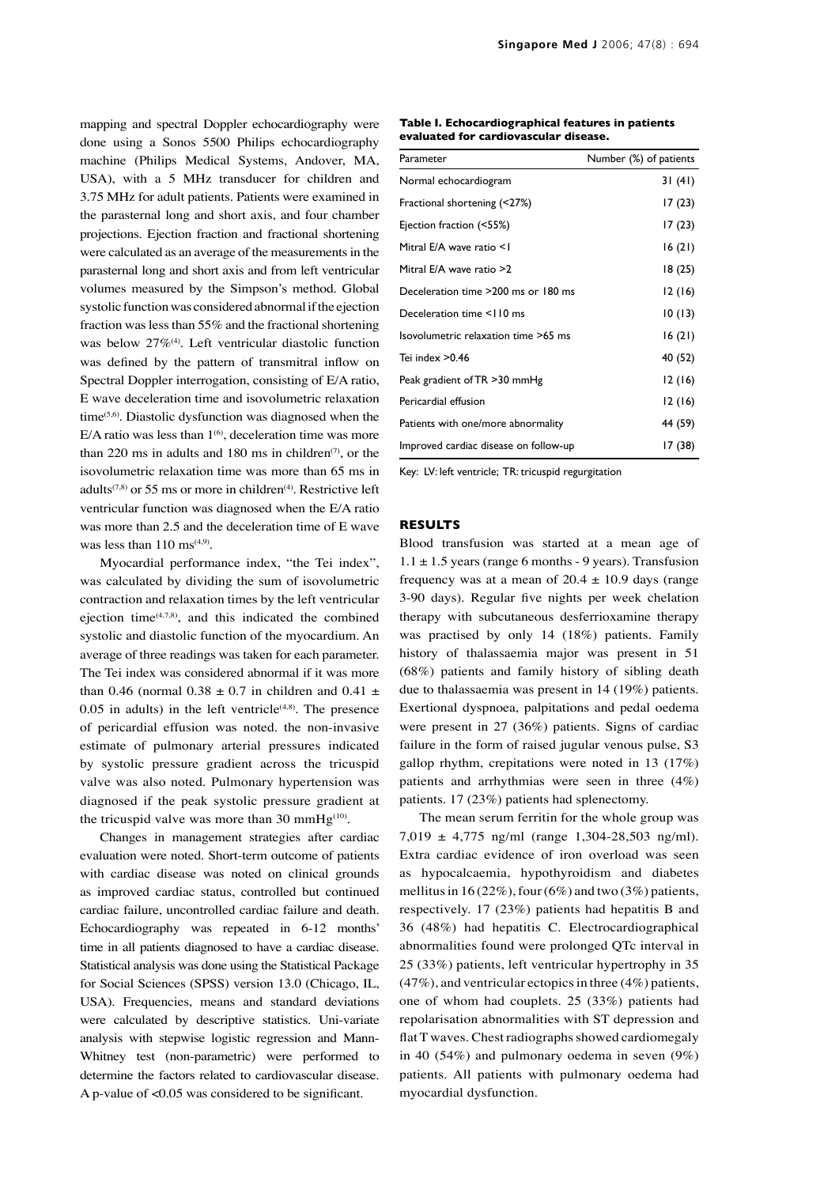mapping and spectral Doppler echocardiography were done using a Sonos 5500 Philips echocardiography machine (Philips Medical Systems, Andover, MA, USA), with a 5 MHz transducer for children and 3.75 MHz for adult patients. Patients were examined in the parasternal long and short axis, and four chamber projections. Ejection fraction and fractional shortening were calculated as an average of the measurements in the parasternal long and short axis and from left ventricular volumes measured by the Simpson's method. Global systolic function was considered abnormal if the ejection fraction was less than 55% and the fractional shortening was below 27%[4]. Left ventricular diastolic function was defined by the pattern of transmitral inflow on Spectral Doppler interrogation, consisting of E/A ratio, E wave deceleration time and isovolumetric relaxation time[5,6]. Diastolic dysfunction was diagnosed when the E/A ratio was less than 1[6], deceleration time was more than 220 ms in adults and 180 ms in children[7], or the isovolumetric relaxation time was more than 65 ms in adults[7,8] or 55 ms or more in children[4]. Restrictive left ventricular function was diagnosed when the E/A ratio was more than 2.5 and the deceleration time of E wave was less than 110 ms[4,9].

Myocardial performance index, "the Tei index", was calculated by dividing the sum of isovolumetric contraction and relaxation times by the left ventricular ejection time[4,7,8], and this indicated the combined systolic and diastolic function of the myocardium. An average of three readings was taken for each parameter. The Tei index was considered abnormal if it was more than 0.46 (normal $0.38 \pm 0.7$ in children and $0.41 \pm 0.05$ in adults) in the left ventricle[4,8]. The presence of pericardial effusion was noted. the non-invasive estimate of pulmonary arterial pressures indicated by systolic pressure gradient across the tricuspid valve was also noted. Pulmonary hypertension was diagnosed if the peak systolic pressure gradient at the tricuspid valve was more than 30 mmHg[10].

Changes in management strategies after cardiac evaluation were noted. Short-term outcome of patients with cardiac disease was noted on clinical grounds as improved cardiac status, controlled but continued cardiac failure, uncontrolled cardiac failure and death. Echocardiography was repeated in 6-12 months' time in all patients diagnosed to have a cardiac disease. Statistical analysis was done using the Statistical Package for Social Sciences (SPSS) version 13.0 (Chicago, IL, USA). Frequencies, means and standard deviations were calculated by descriptive statistics. Uni-variate analysis with stepwise logistic regression and Mann-Whitney test (non-parametric) were performed to determine the factors related to cardiovascular disease. A p-value of $<0.05$ was considered to be significant.

**Table I. Echocardiographical features in patients evaluated for cardiovascular disease.**

| Parameter | Number (%) of patients |
|---|---|
| Normal echocardiogram | 31 (41) |
| Fractional shortening (<27%) | 17 (23) |
| Ejection fraction (<55%) | 17 (23) |
| Mitral E/A wave ratio <1 | 16 (21) |
| Mitral E/A wave ratio >2 | 18 (25) |
| Deceleration time >200 ms or 180 ms | 12 (16) |
| Deceleration time <110 ms | 10 (13) |
| Isovolumetric relaxation time >65 ms | 16 (21) |
| Tei index >0.46 | 40 (52) |
| Peak gradient of TR >30 mmHg | 12 (16) |
| Pericardial effusion | 12 (16) |
| Patients with one/more abnormality | 44 (59) |
| Improved cardiac disease on follow-up | 17 (38) |

Key: LV: left ventricle; TR: tricuspid regurgitation

## RESULTS

Blood transfusion was started at a mean age of $1.1 \pm 1.5$ years (range 6 months - 9 years). Transfusion frequency was at a mean of $20.4 \pm 10.9$ days (range 3-90 days). Regular five nights per week chelation therapy with subcutaneous desferrioxamine therapy was practised by only 14 (18%) patients. Family history of thalassaemia major was present in 51 (68%) patients and family history of sibling death due to thalassaemia was present in 14 (19%) patients. Exertional dyspnoea, palpitations and pedal oedema were present in 27 (36%) patients. Signs of cardiac failure in the form of raised jugular venous pulse, S3 gallop rhythm, crepitations were noted in 13 (17%) patients and arrhythmias were seen in three (4%) patients. 17 (23%) patients had splenectomy.

The mean serum ferritin for the whole group was $7,019 \pm 4,775$ ng/ml (range 1,304-28,503 ng/ml). Extra cardiac evidence of iron overload was seen as hypocalcaemia, hypothyroidism and diabetes mellitus in 16 (22%), four (6%) and two (3%) patients, respectively. 17 (23%) patients had hepatitis B and 36 (48%) had hepatitis C. Electrocardiographical abnormalities found were prolonged QTc interval in 25 (33%) patients, left ventricular hypertrophy in 35 (47%), and ventricular ectopics in three (4%) patients, one of whom had couplets. 25 (33%) patients had repolarisation abnormalities with ST depression and flat T waves. Chest radiographs showed cardiomegaly in 40 (54%) and pulmonary oedema in seven (9%) patients. All patients with pulmonary oedema had myocardial dysfunction.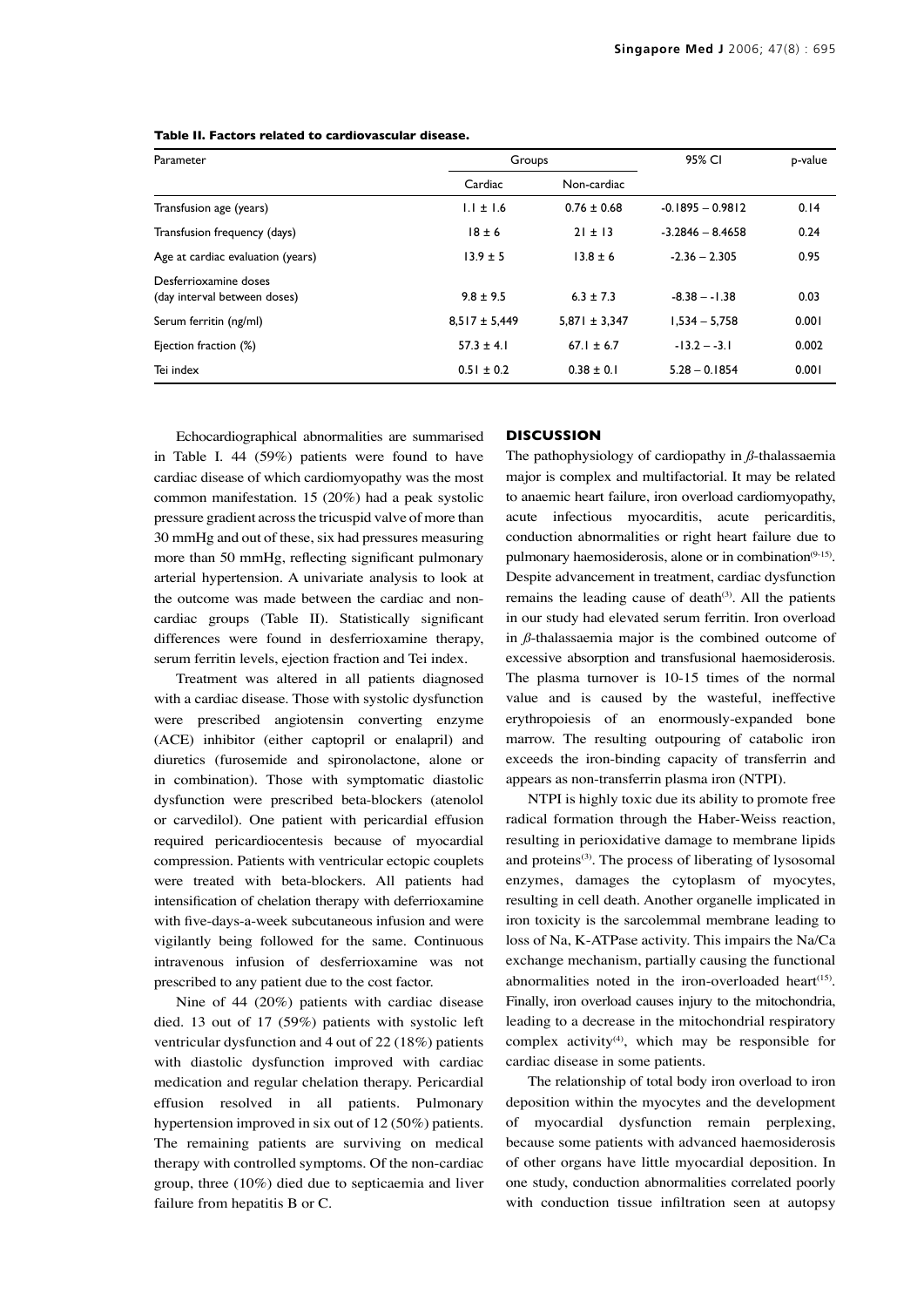**Table II. Factors related to cardiovascular disease.**

| Parameter | Groups | | 95% CI | p-value |
|---|---|---|---|---|
| | Cardiac | Non-cardiac | | |
| Transfusion age (years) | 1.1 ± 1.6 | 0.76 ± 0.68 | -0.1895 – 0.9812 | 0.14 |
| Transfusion frequency (days) | 18 ± 6 | 21 ± 13 | -3.2846 – 8.4658 | 0.24 |
| Age at cardiac evaluation (years) | 13.9 ± 5 | 13.8 ± 6 | -2.36 – 2.305 | 0.95 |
| Desferrioxamine doses (day interval between doses) | 9.8 ± 9.5 | 6.3 ± 7.3 | -8.38 – -1.38 | 0.03 |
| Serum ferritin (ng/ml) | 8,517 ± 5,449 | 5,871 ± 3,347 | 1,534 – 5,758 | 0.001 |
| Ejection fraction (%) | 57.3 ± 4.1 | 67.1 ± 6.7 | -13.2 – -3.1 | 0.002 |
| Tei index | 0.51 ± 0.2 | 0.38 ± 0.1 | 5.28 – 0.1854 | 0.001 |

Echocardiographical abnormalities are summarised in Table I. 44 (59%) patients were found to have cardiac disease of which cardiomyopathy was the most common manifestation. 15 (20%) had a peak systolic pressure gradient across the tricuspid valve of more than 30 mmHg and out of these, six had pressures measuring more than 50 mmHg, reflecting significant pulmonary arterial hypertension. A univariate analysis to look at the outcome was made between the cardiac and non-cardiac groups (Table II). Statistically significant differences were found in desferrioxamine therapy, serum ferritin levels, ejection fraction and Tei index.

Treatment was altered in all patients diagnosed with a cardiac disease. Those with systolic dysfunction were prescribed angiotensin converting enzyme (ACE) inhibitor (either captopril or enalapril) and diuretics (furosemide and spironolactone, alone or in combination). Those with symptomatic diastolic dysfunction were prescribed beta-blockers (atenolol or carvedilol). One patient with pericardial effusion required pericardiocentesis because of myocardial compression. Patients with ventricular ectopic couplets were treated with beta-blockers. All patients had intensification of chelation therapy with deferrioxamine with five-days-a-week subcutaneous infusion and were vigilantly being followed for the same. Continuous intravenous infusion of desferrioxamine was not prescribed to any patient due to the cost factor.

Nine of 44 (20%) patients with cardiac disease died. 13 out of 17 (59%) patients with systolic left ventricular dysfunction and 4 out of 22 (18%) patients with diastolic dysfunction improved with cardiac medication and regular chelation therapy. Pericardial effusion resolved in all patients. Pulmonary hypertension improved in six out of 12 (50%) patients. The remaining patients are surviving on medical therapy with controlled symptoms. Of the non-cardiac group, three (10%) died due to septicaemia and liver failure from hepatitis B or C.

## DISCUSSION

The pathophysiology of cardiopathy in *β*-thalassaemia major is complex and multifactorial. It may be related to anaemic heart failure, iron overload cardiomyopathy, acute infectious myocarditis, acute pericarditis, conduction abnormalities or right heart failure due to pulmonary haemosiderosis, alone or in combination[9-15]. Despite advancement in treatment, cardiac dysfunction remains the leading cause of death[3]. All the patients in our study had elevated serum ferritin. Iron overload in *β*-thalassaemia major is the combined outcome of excessive absorption and transfusional haemosiderosis. The plasma turnover is 10-15 times of the normal value and is caused by the wasteful, ineffective erythropoiesis of an enormously-expanded bone marrow. The resulting outpouring of catabolic iron exceeds the iron-binding capacity of transferrin and appears as non-transferrin plasma iron (NTPI).

NTPI is highly toxic due its ability to promote free radical formation through the Haber-Weiss reaction, resulting in perioxidative damage to membrane lipids and proteins[3]. The process of liberating of lysosomal enzymes, damages the cytoplasm of myocytes, resulting in cell death. Another organelle implicated in iron toxicity is the sarcolemmal membrane leading to loss of Na, K-ATPase activity. This impairs the Na/Ca exchange mechanism, partially causing the functional abnormalities noted in the iron-overloaded heart[15]. Finally, iron overload causes injury to the mitochondria, leading to a decrease in the mitochondrial respiratory complex activity[4], which may be responsible for cardiac disease in some patients.

The relationship of total body iron overload to iron deposition within the myocytes and the development of myocardial dysfunction remain perplexing, because some patients with advanced haemosiderosis of other organs have little myocardial deposition. In one study, conduction abnormalities correlated poorly with conduction tissue infiltration seen at autopsy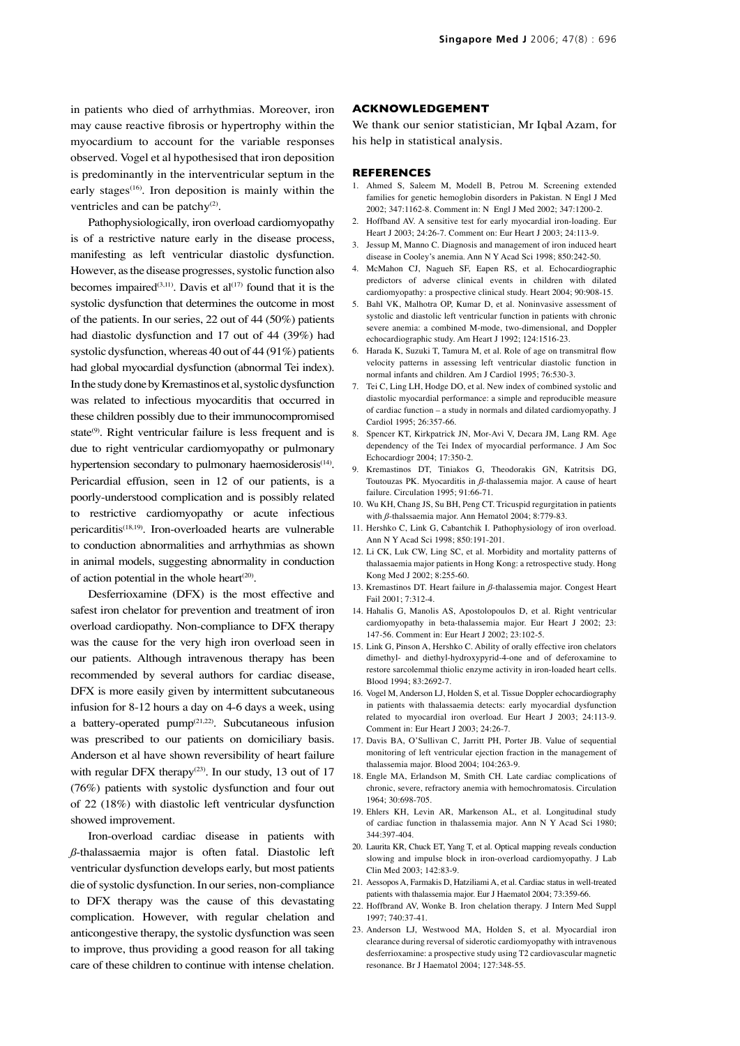in patients who died of arrhythmias. Moreover, iron may cause reactive fibrosis or hypertrophy within the myocardium to account for the variable responses observed. Vogel et al hypothesised that iron deposition is predominantly in the interventricular septum in the early stages[16]. Iron deposition is mainly within the ventricles and can be patchy[2].

Pathophysiologically, iron overload cardiomyopathy is of a restrictive nature early in the disease process, manifesting as left ventricular diastolic dysfunction. However, as the disease progresses, systolic function also becomes impaired[3,11]. Davis et al[17] found that it is the systolic dysfunction that determines the outcome in most of the patients. In our series, 22 out of 44 (50%) patients had diastolic dysfunction and 17 out of 44 (39%) had systolic dysfunction, whereas 40 out of 44 (91%) patients had global myocardial dysfunction (abnormal Tei index). In the study done by Kremastinos et al, systolic dysfunction was related to infectious myocarditis that occurred in these children possibly due to their immunocompromised state[9]. Right ventricular failure is less frequent and is due to right ventricular cardiomyopathy or pulmonary hypertension secondary to pulmonary haemosiderosis[14]. Pericardial effusion, seen in 12 of our patients, is a poorly-understood complication and is possibly related to restrictive cardiomyopathy or acute infectious pericarditis[18,19]. Iron-overloaded hearts are vulnerable to conduction abnormalities and arrhythmias as shown in animal models, suggesting abnormality in conduction of action potential in the whole heart[20].

Desferrioxamine (DFX) is the most effective and safest iron chelator for prevention and treatment of iron overload cardiopathy. Non-compliance to DFX therapy was the cause for the very high iron overload seen in our patients. Although intravenous therapy has been recommended by several authors for cardiac disease, DFX is more easily given by intermittent subcutaneous infusion for 8-12 hours a day on 4-6 days a week, using a battery-operated pump[21,22]. Subcutaneous infusion was prescribed to our patients on domiciliary basis. Anderson et al have shown reversibility of heart failure with regular DFX therapy[23]. In our study, 13 out of 17 (76%) patients with systolic dysfunction and four out of 22 (18%) with diastolic left ventricular dysfunction showed improvement.

Iron-overload cardiac disease in patients with *ß*-thalassaemia major is often fatal. Diastolic left ventricular dysfunction develops early, but most patients die of systolic dysfunction. In our series, non-compliance to DFX therapy was the cause of this devastating complication. However, with regular chelation and anticongestive therapy, the systolic dysfunction was seen to improve, thus providing a good reason for all taking care of these children to continue with intense chelation.

## ACKNOWLEDGEMENT

We thank our senior statistician, Mr Iqbal Azam, for his help in statistical analysis.

## REFERENCES

1. Ahmed S, Saleem M, Modell B, Petrou M. Screening extended families for genetic hemoglobin disorders in Pakistan. N Engl J Med 2002; 347:1162-8. Comment in: N Engl J Med 2002; 347:1200-2.
2. Hoffbrand AV. A sensitive test for early myocardial iron-loading. Eur Heart J 2003; 24:26-7. Comment on: Eur Heart J 2003; 24:113-9.
3. Jessup M, Manno C. Diagnosis and management of iron induced heart disease in Cooley's anemia. Ann N Y Acad Sci 1998; 850:242-50.
4. McMahon CJ, Nagueh SF, Eapen RS, et al. Echocardiographic predictors of adverse clinical events in children with dilated cardiomyopathy: a prospective clinical study. Heart 2004; 90:908-15.
5. Bahl VK, Malhotra OP, Kumar D, et al. Noninvasive assessment of systolic and diastolic left ventricular function in patients with chronic severe anemia: a combined M-mode, two-dimensional, and Doppler echocardiographic study. Am Heart J 1992; 124:1516-23.
6. Harada K, Suzuki T, Tamura M, et al. Role of age on transmitral flow velocity patterns in assessing left ventricular diastolic function in normal infants and children. Am J Cardiol 1995; 76:530-3.
7. Tei C, Ling LH, Hodge DO, et al. New index of combined systolic and diastolic myocardial performance: a simple and reproducible measure of cardiac function – a study in normals and dilated cardiomyopathy. J Cardiol 1995; 26:357-66.
8. Spencer KT, Kirkpatrick JN, Mor-Avi V, Decara JM, Lang RM. Age dependency of the Tei Index of myocardial performance. J Am Soc Echocardiogr 2004; 17:350-2.
9. Kremastinos DT, Tiniakos G, Theodorakis GN, Katritsis DG, Toutouzas PK. Myocarditis in *β*-thalassemia major. A cause of heart failure. Circulation 1995; 91:66-71.
10. Wu KH, Chang JS, Su BH, Peng CT. Tricuspid regurgitation in patients with *β*-thalssaemia major. Ann Hematol 2004; 8:779-83.
11. Hershko C, Link G, Cabantchik I. Pathophysiology of iron overload. Ann N Y Acad Sci 1998; 850:191-201.
12. Li CK, Luk CW, Ling SC, et al. Morbidity and mortality patterns of thalassaemia major patients in Hong Kong: a retrospective study. Hong Kong Med J 2002; 8:255-60.
13. Kremastinos DT. Heart failure in *β*-thalassemia major. Congest Heart Fail 2001; 7:312-4.
14. Hahalis G, Manolis AS, Apostolopoulos D, et al. Right ventricular cardiomyopathy in beta-thalassemia major. Eur Heart J 2002; 23: 147-56. Comment in: Eur Heart J 2002; 23:102-5.
15. Link G, Pinson A, Hershko C. Ability of orally effective iron chelators dimethyl- and diethyl-hydroxypyrid-4-one and of deferoxamine to restore sarcolemmal thiolic enzyme activity in iron-loaded heart cells. Blood 1994; 83:2692-7.
16. Vogel M, Anderson LJ, Holden S, et al. Tissue Doppler echocardiography in patients with thalassaemia detects: early myocardial dysfunction related to myocardial iron overload. Eur Heart J 2003; 24:113-9. Comment in: Eur Heart J 2003; 24:26-7.
17. Davis BA, O'Sullivan C, Jarritt PH, Porter JB. Value of sequential monitoring of left ventricular ejection fraction in the management of thalassemia major. Blood 2004; 104:263-9.
18. Engle MA, Erlandson M, Smith CH. Late cardiac complications of chronic, severe, refractory anemia with hemochromatosis. Circulation 1964; 30:698-705.
19. Ehlers KH, Levin AR, Markenson AL, et al. Longitudinal study of cardiac function in thalassemia major. Ann N Y Acad Sci 1980; 344:397-404.
20. Laurita KR, Chuck ET, Yang T, et al. Optical mapping reveals conduction slowing and impulse block in iron-overload cardiomyopathy. J Lab Clin Med 2003; 142:83-9.
21. Aessopos A, Farmakis D, Hatziliami A, et al. Cardiac status in well-treated patients with thalassemia major. Eur J Haematol 2004; 73:359-66.
22. Hoffbrand AV, Wonke B. Iron chelation therapy. J Intern Med Suppl 1997; 740:37-41.
23. Anderson LJ, Westwood MA, Holden S, et al. Myocardial iron clearance during reversal of siderotic cardiomyopathy with intravenous desferrioxamine: a prospective study using T2 cardiovascular magnetic resonance. Br J Haematol 2004; 127:348-55.